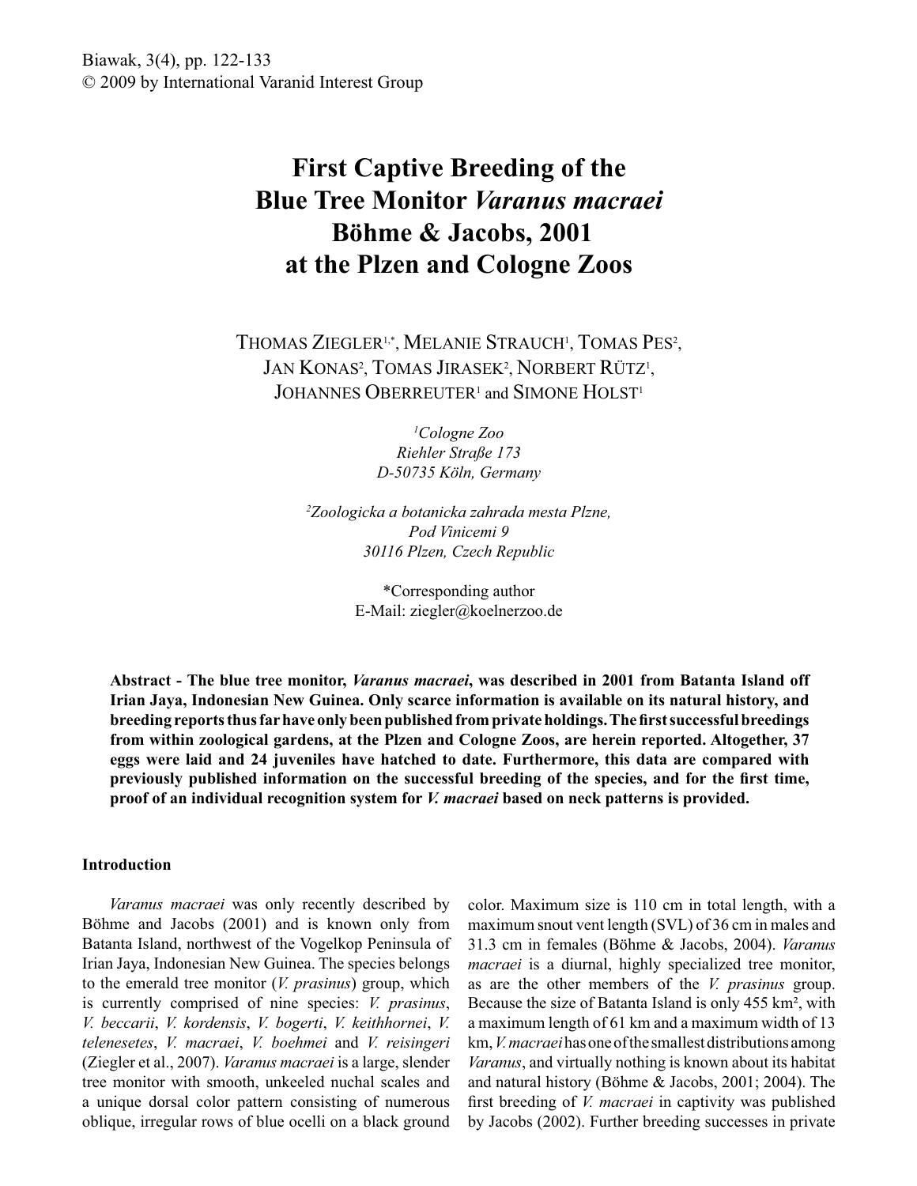# First Captive Breeding of the Blue Tree Monitor *Varanus macraei* Böhme & Jacobs, 2001 at the Plzen and Cologne Zoos

THOMAS ZIEGLER[1,*], MELANIE STRAUCH[1], TOMAS PES[2], JAN KONAS[2], TOMAS JIRASEK[2], NORBERT RÜTZ[1], JOHANNES OBERREUTER[1] and SIMONE HOLST[1]

[1]*Cologne Zoo*
*Riehler Straße 173*
*D-50735 Köln, Germany*

[2]*Zoologicka a botanicka zahrada mesta Plzne,*
*Pod Vinicemi 9*
*30116 Plzen, Czech Republic*

*Corresponding author
E-Mail: ziegler@koelnerzoo.de

**Abstract - The blue tree monitor, *Varanus macraei*, was described in 2001 from Batanta Island off Irian Jaya, Indonesian New Guinea. Only scarce information is available on its natural history, and breeding reports thus far have only been published from private holdings. The first successful breedings from within zoological gardens, at the Plzen and Cologne Zoos, are herein reported. Altogether, 37 eggs were laid and 24 juveniles have hatched to date. Furthermore, this data are compared with previously published information on the successful breeding of the species, and for the first time, proof of an individual recognition system for *V. macraei* based on neck patterns is provided.**

## Introduction

*Varanus macraei* was only recently described by Böhme and Jacobs (2001) and is known only from Batanta Island, northwest of the Vogelkop Peninsula of Irian Jaya, Indonesian New Guinea. The species belongs to the emerald tree monitor (*V. prasinus*) group, which is currently comprised of nine species: *V. prasinus*, *V. beccarii*, *V. kordensis*, *V. bogerti*, *V. keithhornei*, *V. telenesetes*, *V. macraei*, *V. boehmei* and *V. reisingeri* (Ziegler et al., 2007). *Varanus macraei* is a large, slender tree monitor with smooth, unkeeled nuchal scales and a unique dorsal color pattern consisting of numerous oblique, irregular rows of blue ocelli on a black ground color. Maximum size is 110 cm in total length, with a maximum snout vent length (SVL) of 36 cm in males and 31.3 cm in females (Böhme & Jacobs, 2004). *Varanus macraei* is a diurnal, highly specialized tree monitor, as are the other members of the *V. prasinus* group. Because the size of Batanta Island is only 455 km², with a maximum length of 61 km and a maximum width of 13 km, *V. macraei* has one of the smallest distributions among *Varanus*, and virtually nothing is known about its habitat and natural history (Böhme & Jacobs, 2001; 2004). The first breeding of *V. macraei* in captivity was published by Jacobs (2002). Further breeding successes in private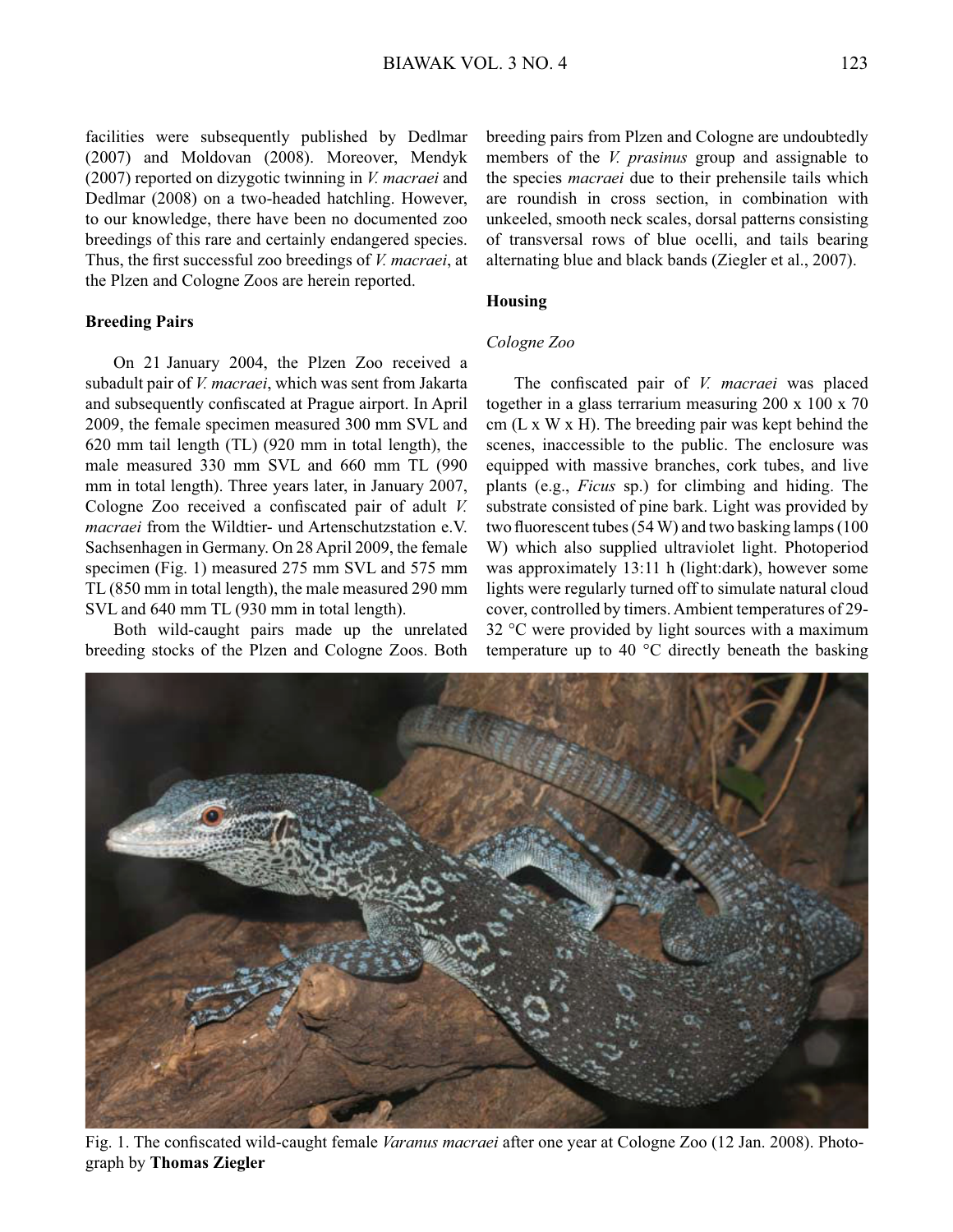facilities were subsequently published by Dedlmar (2007) and Moldovan (2008). Moreover, Mendyk (2007) reported on dizygotic twinning in *V. macraei* and Dedlmar (2008) on a two-headed hatchling. However, to our knowledge, there have been no documented zoo breedings of this rare and certainly endangered species. Thus, the first successful zoo breedings of *V. macraei*, at the Plzen and Cologne Zoos are herein reported.

**Breeding Pairs**

On 21 January 2004, the Plzen Zoo received a subadult pair of *V. macraei*, which was sent from Jakarta and subsequently confiscated at Prague airport. In April 2009, the female specimen measured 300 mm SVL and 620 mm tail length (TL) (920 mm in total length), the male measured 330 mm SVL and 660 mm TL (990 mm in total length). Three years later, in January 2007, Cologne Zoo received a confiscated pair of adult *V. macraei* from the Wildtier- und Artenschutzstation e.V. Sachsenhagen in Germany. On 28 April 2009, the female specimen (Fig. 1) measured 275 mm SVL and 575 mm TL (850 mm in total length), the male measured 290 mm SVL and 640 mm TL (930 mm in total length).

Both wild-caught pairs made up the unrelated breeding stocks of the Plzen and Cologne Zoos. Both breeding pairs from Plzen and Cologne are undoubtedly members of the *V. prasinus* group and assignable to the species *macraei* due to their prehensile tails which are roundish in cross section, in combination with unkeeled, smooth neck scales, dorsal patterns consisting of transversal rows of blue ocelli, and tails bearing alternating blue and black bands (Ziegler et al., 2007).

**Housing**

*Cologne Zoo*

The confiscated pair of *V. macraei* was placed together in a glass terrarium measuring 200 x 100 x 70 cm (L x W x H). The breeding pair was kept behind the scenes, inaccessible to the public. The enclosure was equipped with massive branches, cork tubes, and live plants (e.g., *Ficus* sp.) for climbing and hiding. The substrate consisted of pine bark. Light was provided by two fluorescent tubes (54 W) and two basking lamps (100 W) which also supplied ultraviolet light. Photoperiod was approximately 13:11 h (light:dark), however some lights were regularly turned off to simulate natural cloud cover, controlled by timers. Ambient temperatures of 29-32 °C were provided by light sources with a maximum temperature up to 40 °C directly beneath the basking

Fig. 1. The confiscated wild-caught female *Varanus macraei* after one year at Cologne Zoo (12 Jan. 2008). Photograph by **Thomas Ziegler**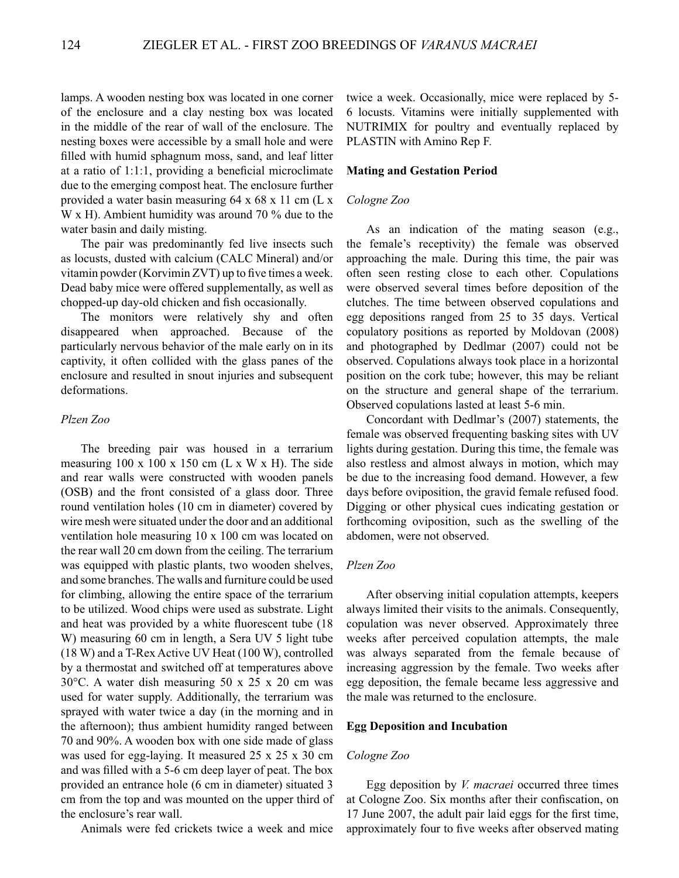lamps. A wooden nesting box was located in one corner of the enclosure and a clay nesting box was located in the middle of the rear of wall of the enclosure. The nesting boxes were accessible by a small hole and were filled with humid sphagnum moss, sand, and leaf litter at a ratio of 1:1:1, providing a beneficial microclimate due to the emerging compost heat. The enclosure further provided a water basin measuring 64 x 68 x 11 cm (L x W x H). Ambient humidity was around 70 % due to the water basin and daily misting.

The pair was predominantly fed live insects such as locusts, dusted with calcium (CALC Mineral) and/or vitamin powder (Korvimin ZVT) up to five times a week. Dead baby mice were offered supplementally, as well as chopped-up day-old chicken and fish occasionally.

The monitors were relatively shy and often disappeared when approached. Because of the particularly nervous behavior of the male early on in its captivity, it often collided with the glass panes of the enclosure and resulted in snout injuries and subsequent deformations.

### *Plzen Zoo*

The breeding pair was housed in a terrarium measuring 100 x 100 x 150 cm (L x W x H). The side and rear walls were constructed with wooden panels (OSB) and the front consisted of a glass door. Three round ventilation holes (10 cm in diameter) covered by wire mesh were situated under the door and an additional ventilation hole measuring 10 x 100 cm was located on the rear wall 20 cm down from the ceiling. The terrarium was equipped with plastic plants, two wooden shelves, and some branches. The walls and furniture could be used for climbing, allowing the entire space of the terrarium to be utilized. Wood chips were used as substrate. Light and heat was provided by a white fluorescent tube (18 W) measuring 60 cm in length, a Sera UV 5 light tube (18 W) and a T-Rex Active UV Heat (100 W), controlled by a thermostat and switched off at temperatures above 30°C. A water dish measuring 50 x 25 x 20 cm was used for water supply. Additionally, the terrarium was sprayed with water twice a day (in the morning and in the afternoon); thus ambient humidity ranged between 70 and 90%. A wooden box with one side made of glass was used for egg-laying. It measured 25 x 25 x 30 cm and was filled with a 5-6 cm deep layer of peat. The box provided an entrance hole (6 cm in diameter) situated 3 cm from the top and was mounted on the upper third of the enclosure's rear wall.

Animals were fed crickets twice a week and mice twice a week. Occasionally, mice were replaced by 5-6 locusts. Vitamins were initially supplemented with NUTRIMIX for poultry and eventually replaced by PLASTIN with Amino Rep F.

## Mating and Gestation Period

### *Cologne Zoo*

As an indication of the mating season (e.g., the female's receptivity) the female was observed approaching the male. During this time, the pair was often seen resting close to each other. Copulations were observed several times before deposition of the clutches. The time between observed copulations and egg depositions ranged from 25 to 35 days. Vertical copulatory positions as reported by Moldovan (2008) and photographed by Dedlmar (2007) could not be observed. Copulations always took place in a horizontal position on the cork tube; however, this may be reliant on the structure and general shape of the terrarium. Observed copulations lasted at least 5-6 min.

Concordant with Dedlmar's (2007) statements, the female was observed frequenting basking sites with UV lights during gestation. During this time, the female was also restless and almost always in motion, which may be due to the increasing food demand. However, a few days before oviposition, the gravid female refused food. Digging or other physical cues indicating gestation or forthcoming oviposition, such as the swelling of the abdomen, were not observed.

### *Plzen Zoo*

After observing initial copulation attempts, keepers always limited their visits to the animals. Consequently, copulation was never observed. Approximately three weeks after perceived copulation attempts, the male was always separated from the female because of increasing aggression by the female. Two weeks after egg deposition, the female became less aggressive and the male was returned to the enclosure.

## Egg Deposition and Incubation

### *Cologne Zoo*

Egg deposition by *V. macraei* occurred three times at Cologne Zoo. Six months after their confiscation, on 17 June 2007, the adult pair laid eggs for the first time, approximately four to five weeks after observed mating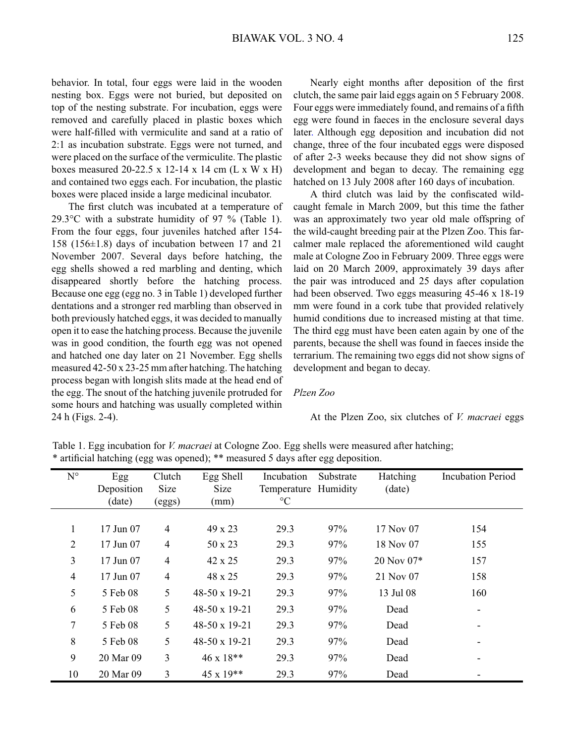behavior. In total, four eggs were laid in the wooden nesting box. Eggs were not buried, but deposited on top of the nesting substrate. For incubation, eggs were removed and carefully placed in plastic boxes which were half-filled with vermiculite and sand at a ratio of 2:1 as incubation substrate. Eggs were not turned, and were placed on the surface of the vermiculite. The plastic boxes measured 20-22.5 x 12-14 x 14 cm (L x W x H) and contained two eggs each. For incubation, the plastic boxes were placed inside a large medicinal incubator.

The first clutch was incubated at a temperature of 29.3°C with a substrate humidity of 97 % (Table 1). From the four eggs, four juveniles hatched after 154-158 (156±1.8) days of incubation between 17 and 21 November 2007. Several days before hatching, the egg shells showed a red marbling and denting, which disappeared shortly before the hatching process. Because one egg (egg no. 3 in Table 1) developed further dentations and a stronger red marbling than observed in both previously hatched eggs, it was decided to manually open it to ease the hatching process. Because the juvenile was in good condition, the fourth egg was not opened and hatched one day later on 21 November. Egg shells measured 42-50 x 23-25 mm after hatching. The hatching process began with longish slits made at the head end of the egg. The snout of the hatching juvenile protruded for some hours and hatching was usually completed within 24 h (Figs. 2-4).

Nearly eight months after deposition of the first clutch, the same pair laid eggs again on 5 February 2008. Four eggs were immediately found, and remains of a fifth egg were found in faeces in the enclosure several days later. Although egg deposition and incubation did not change, three of the four incubated eggs were disposed of after 2-3 weeks because they did not show signs of development and began to decay. The remaining egg hatched on 13 July 2008 after 160 days of incubation.

A third clutch was laid by the confiscated wild-caught female in March 2009, but this time the father was an approximately two year old male offspring of the wild-caught breeding pair at the Plzen Zoo. This far-calmer male replaced the aforementioned wild caught male at Cologne Zoo in February 2009. Three eggs were laid on 20 March 2009, approximately 39 days after the pair was introduced and 25 days after copulation had been observed. Two eggs measuring 45-46 x 18-19 mm were found in a cork tube that provided relatively humid conditions due to increased misting at that time. The third egg must have been eaten again by one of the parents, because the shell was found in faeces inside the terrarium. The remaining two eggs did not show signs of development and began to decay.

*Plzen Zoo*

At the Plzen Zoo, six clutches of *V. macraei* eggs

Table 1. Egg incubation for *V. macraei* at Cologne Zoo. Egg shells were measured after hatching; * artificial hatching (egg was opened); ** measured 5 days after egg deposition.

| N° | Egg Deposition (date) | Clutch Size (eggs) | Egg Shell Size (mm) | Incubation Temperature °C | Substrate Humidity | Hatching (date) | Incubation Period |
|---|---|---|---|---|---|---|---|
| 1 | 17 Jun 07 | 4 | 49 x 23 | 29.3 | 97% | 17 Nov 07 | 154 |
| 2 | 17 Jun 07 | 4 | 50 x 23 | 29.3 | 97% | 18 Nov 07 | 155 |
| 3 | 17 Jun 07 | 4 | 42 x 25 | 29.3 | 97% | 20 Nov 07* | 157 |
| 4 | 17 Jun 07 | 4 | 48 x 25 | 29.3 | 97% | 21 Nov 07 | 158 |
| 5 | 5 Feb 08 | 5 | 48-50 x 19-21 | 29.3 | 97% | 13 Jul 08 | 160 |
| 6 | 5 Feb 08 | 5 | 48-50 x 19-21 | 29.3 | 97% | Dead | - |
| 7 | 5 Feb 08 | 5 | 48-50 x 19-21 | 29.3 | 97% | Dead | - |
| 8 | 5 Feb 08 | 5 | 48-50 x 19-21 | 29.3 | 97% | Dead | - |
| 9 | 20 Mar 09 | 3 | 46 x 18** | 29.3 | 97% | Dead | - |
| 10 | 20 Mar 09 | 3 | 45 x 19** | 29.3 | 97% | Dead | - |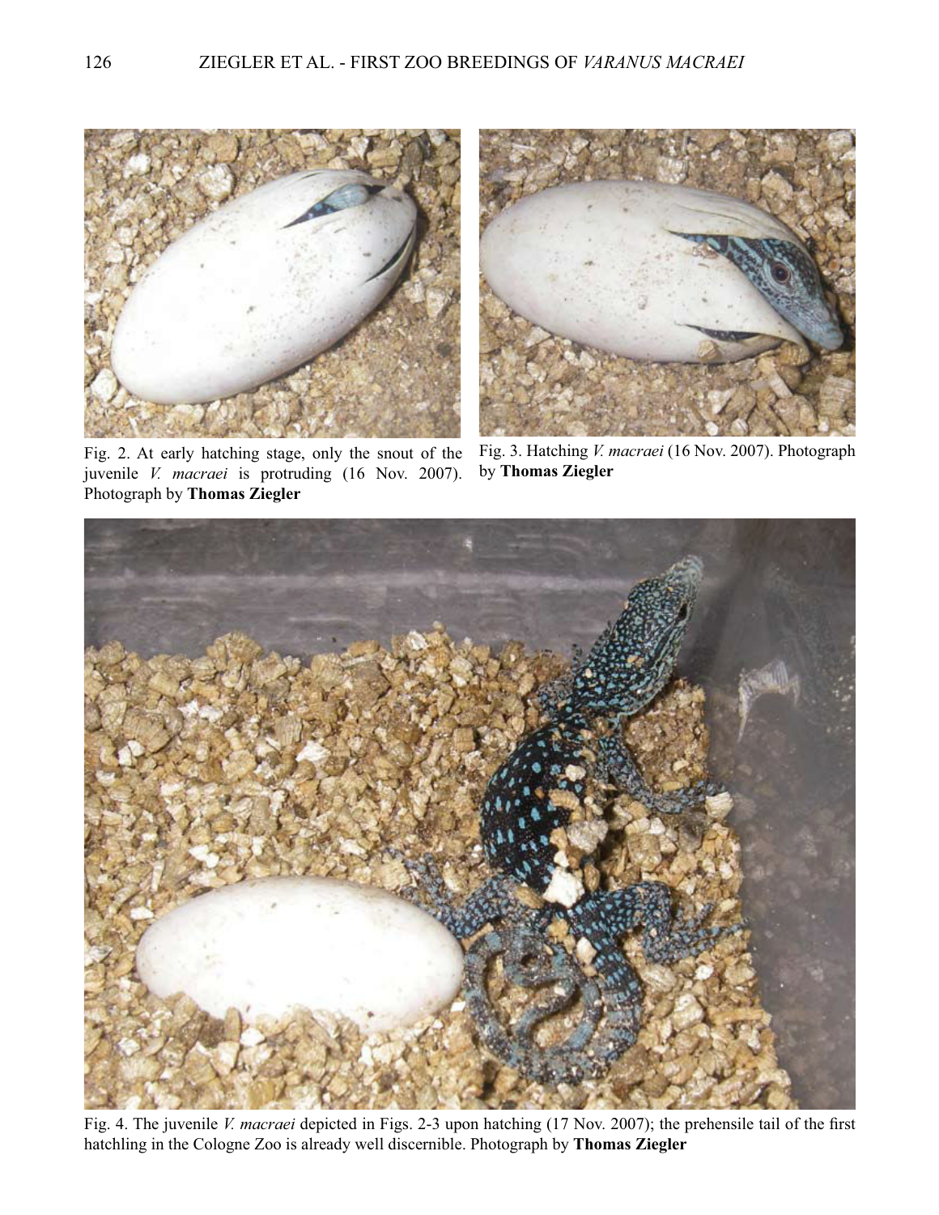Fig. 2. At early hatching stage, only the snout of the juvenile *V. macraei* is protruding (16 Nov. 2007). Photograph by **Thomas Ziegler**

Fig. 3. Hatching *V. macraei* (16 Nov. 2007). Photograph by **Thomas Ziegler**

Fig. 4. The juvenile *V. macraei* depicted in Figs. 2-3 upon hatching (17 Nov. 2007); the prehensile tail of the first hatchling in the Cologne Zoo is already well discernible. Photograph by **Thomas Ziegler**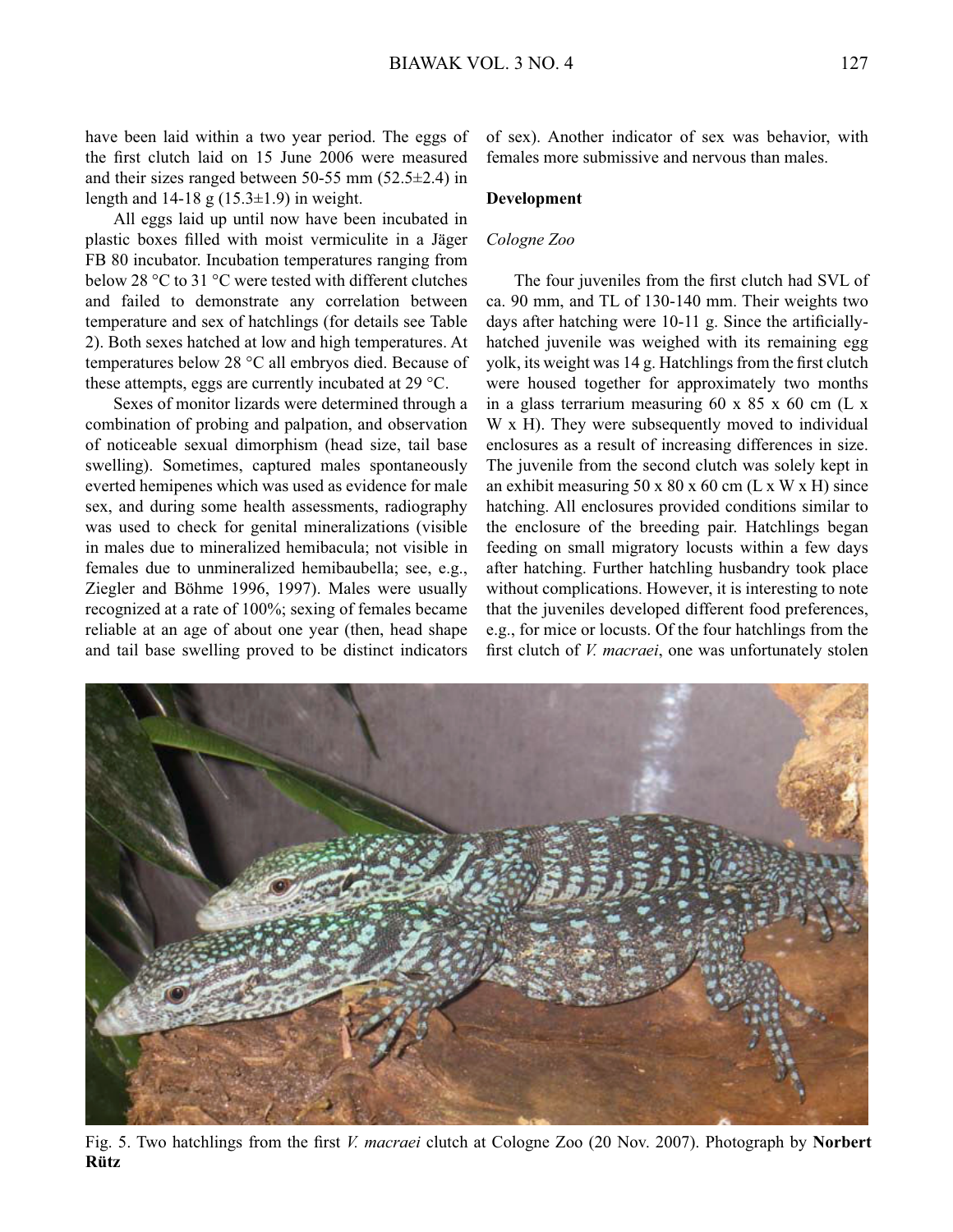have been laid within a two year period. The eggs of the first clutch laid on 15 June 2006 were measured and their sizes ranged between 50-55 mm (52.5±2.4) in length and 14-18 g (15.3±1.9) in weight.

All eggs laid up until now have been incubated in plastic boxes filled with moist vermiculite in a Jäger FB 80 incubator. Incubation temperatures ranging from below 28 °C to 31 °C were tested with different clutches and failed to demonstrate any correlation between temperature and sex of hatchlings (for details see Table 2). Both sexes hatched at low and high temperatures. At temperatures below 28 °C all embryos died. Because of these attempts, eggs are currently incubated at 29 °C.

Sexes of monitor lizards were determined through a combination of probing and palpation, and observation of noticeable sexual dimorphism (head size, tail base swelling). Sometimes, captured males spontaneously everted hemipenes which was used as evidence for male sex, and during some health assessments, radiography was used to check for genital mineralizations (visible in males due to mineralized hemibacula; not visible in females due to unmineralized hemibaubella; see, e.g., Ziegler and Böhme 1996, 1997). Males were usually recognized at a rate of 100%; sexing of females became reliable at an age of about one year (then, head shape and tail base swelling proved to be distinct indicators of sex). Another indicator of sex was behavior, with females more submissive and nervous than males.

**Development**

*Cologne Zoo*

The four juveniles from the first clutch had SVL of ca. 90 mm, and TL of 130-140 mm. Their weights two days after hatching were 10-11 g. Since the artificially-hatched juvenile was weighed with its remaining egg yolk, its weight was 14 g. Hatchlings from the first clutch were housed together for approximately two months in a glass terrarium measuring 60 x 85 x 60 cm (L x W x H). They were subsequently moved to individual enclosures as a result of increasing differences in size. The juvenile from the second clutch was solely kept in an exhibit measuring 50 x 80 x 60 cm (L x W x H) since hatching. All enclosures provided conditions similar to the enclosure of the breeding pair. Hatchlings began feeding on small migratory locusts within a few days after hatching. Further hatchling husbandry took place without complications. However, it is interesting to note that the juveniles developed different food preferences, e.g., for mice or locusts. Of the four hatchlings from the first clutch of *V. macraei*, one was unfortunately stolen

Fig. 5. Two hatchlings from the first *V. macraei* clutch at Cologne Zoo (20 Nov. 2007). Photograph by **Norbert Rütz**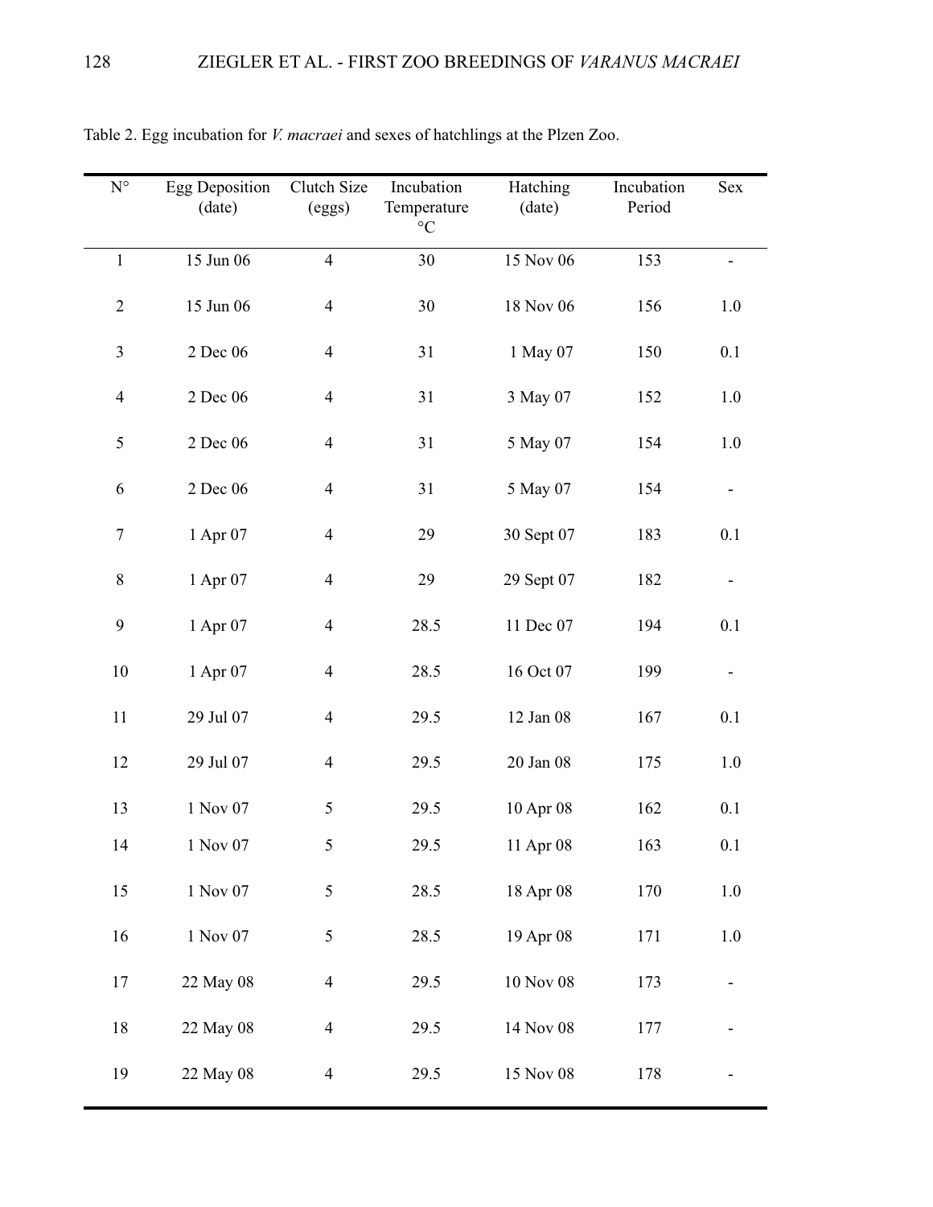Table 2. Egg incubation for *V. macraei* and sexes of hatchlings at the Plzen Zoo.

| N° | Egg Deposition (date) | Clutch Size (eggs) | Incubation Temperature °C | Hatching (date) | Incubation Period | Sex |
|---|---|---|---|---|---|---|
| 1 | 15 Jun 06 | 4 | 30 | 15 Nov 06 | 153 | - |
| 2 | 15 Jun 06 | 4 | 30 | 18 Nov 06 | 156 | 1.0 |
| 3 | 2 Dec 06 | 4 | 31 | 1 May 07 | 150 | 0.1 |
| 4 | 2 Dec 06 | 4 | 31 | 3 May 07 | 152 | 1.0 |
| 5 | 2 Dec 06 | 4 | 31 | 5 May 07 | 154 | 1.0 |
| 6 | 2 Dec 06 | 4 | 31 | 5 May 07 | 154 | - |
| 7 | 1 Apr 07 | 4 | 29 | 30 Sept 07 | 183 | 0.1 |
| 8 | 1 Apr 07 | 4 | 29 | 29 Sept 07 | 182 | - |
| 9 | 1 Apr 07 | 4 | 28.5 | 11 Dec 07 | 194 | 0.1 |
| 10 | 1 Apr 07 | 4 | 28.5 | 16 Oct 07 | 199 | - |
| 11 | 29 Jul 07 | 4 | 29.5 | 12 Jan 08 | 167 | 0.1 |
| 12 | 29 Jul 07 | 4 | 29.5 | 20 Jan 08 | 175 | 1.0 |
| 13 | 1 Nov 07 | 5 | 29.5 | 10 Apr 08 | 162 | 0.1 |
| 14 | 1 Nov 07 | 5 | 29.5 | 11 Apr 08 | 163 | 0.1 |
| 15 | 1 Nov 07 | 5 | 28.5 | 18 Apr 08 | 170 | 1.0 |
| 16 | 1 Nov 07 | 5 | 28.5 | 19 Apr 08 | 171 | 1.0 |
| 17 | 22 May 08 | 4 | 29.5 | 10 Nov 08 | 173 | - |
| 18 | 22 May 08 | 4 | 29.5 | 14 Nov 08 | 177 | - |
| 19 | 22 May 08 | 4 | 29.5 | 15 Nov 08 | 178 | - |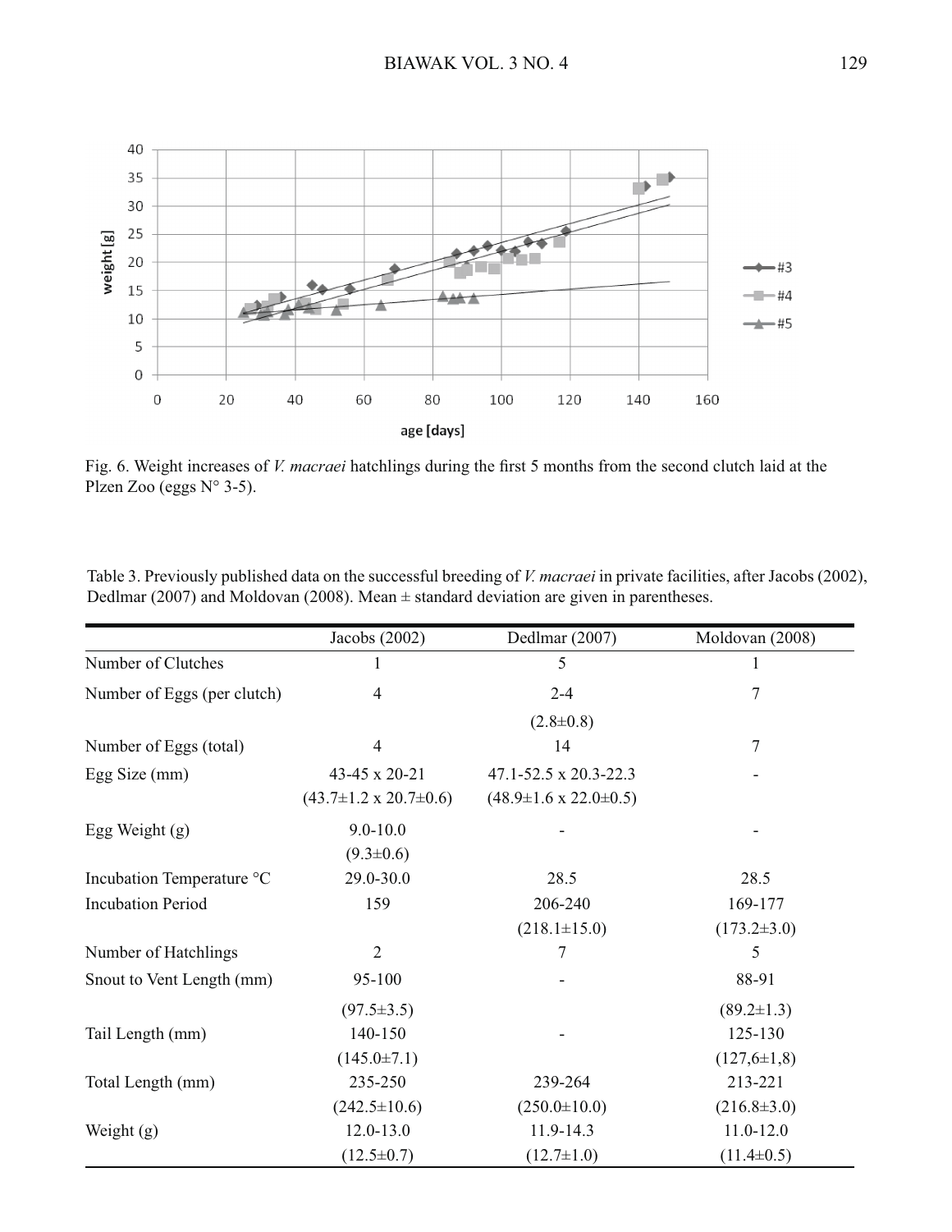Fig. 6. Weight increases of *V. macraei* hatchlings during the first 5 months from the second clutch laid at the Plzen Zoo (eggs N° 3-5).

Table 3. Previously published data on the successful breeding of *V. macraei* in private facilities, after Jacobs (2002), Dedlmar (2007) and Moldovan (2008). Mean ± standard deviation are given in parentheses.

| | Jacobs (2002) | Dedlmar (2007) | Moldovan (2008) |
|---|---|---|---|
| Number of Clutches | 1 | 5 | 1 |
| Number of Eggs (per clutch) | 4 | 2-4 (2.8±0.8) | 7 |
| Number of Eggs (total) | 4 | 14 | 7 |
| Egg Size (mm) | 43-45 x 20-21 (43.7±1.2 x 20.7±0.6) | 47.1-52.5 x 20.3-22.3 (48.9±1.6 x 22.0±0.5) | - |
| Egg Weight (g) | 9.0-10.0 (9.3±0.6) | - | - |
| Incubation Temperature °C | 29.0-30.0 | 28.5 | 28.5 |
| Incubation Period | 159 | 206-240 (218.1±15.0) | 169-177 (173.2±3.0) |
| Number of Hatchlings | 2 | 7 | 5 |
| Snout to Vent Length (mm) | 95-100 (97.5±3.5) | - | 88-91 (89.2±1.3) |
| Tail Length (mm) | 140-150 (145.0±7.1) | - | 125-130 (127,6±1,8) |
| Total Length (mm) | 235-250 (242.5±10.6) | 239-264 (250.0±10.0) | 213-221 (216.8±3.0) |
| Weight (g) | 12.0-13.0 (12.5±0.7) | 11.9-14.3 (12.7±1.0) | 11.0-12.0 (11.4±0.5) |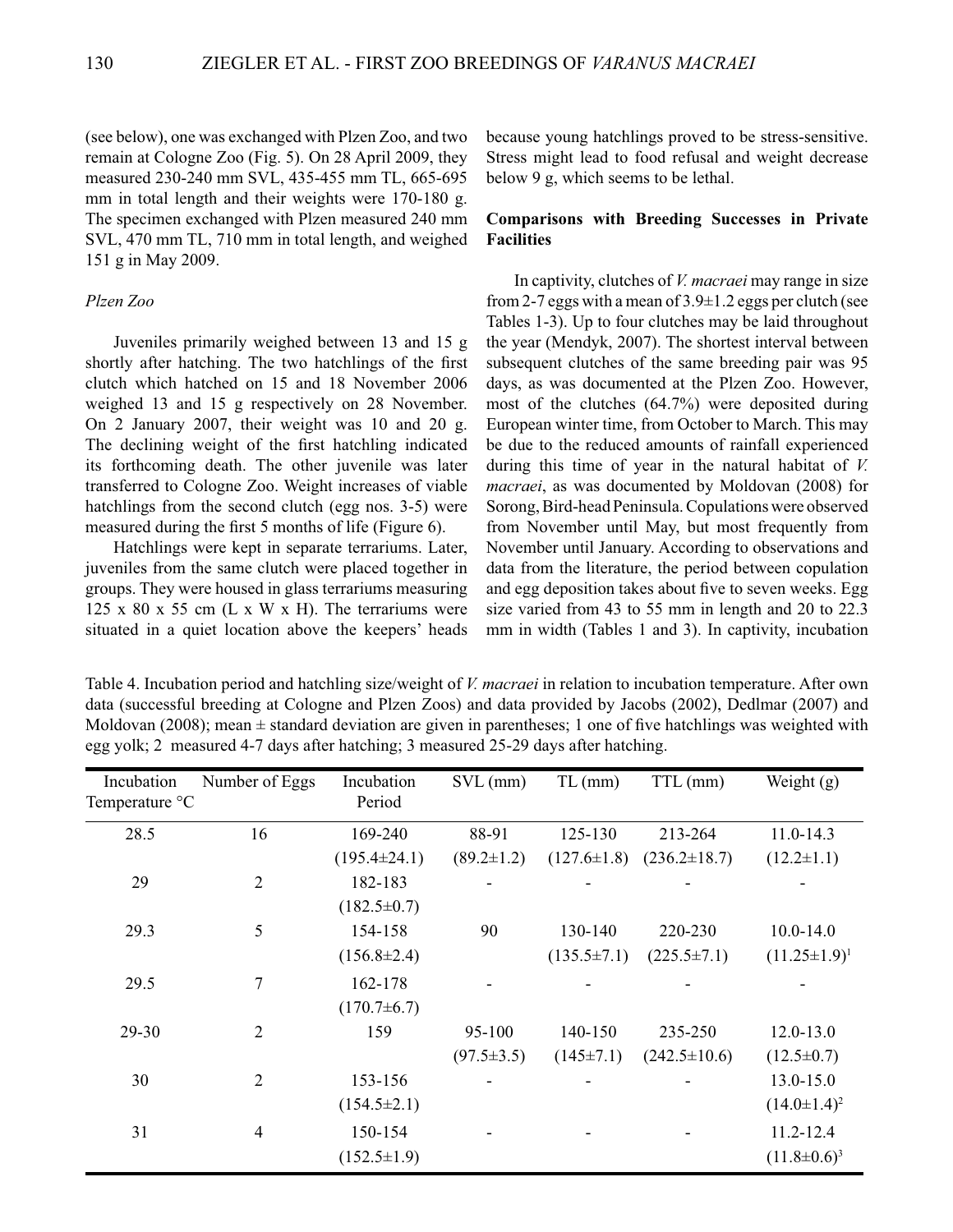(see below), one was exchanged with Plzen Zoo, and two remain at Cologne Zoo (Fig. 5). On 28 April 2009, they measured 230-240 mm SVL, 435-455 mm TL, 665-695 mm in total length and their weights were 170-180 g. The specimen exchanged with Plzen measured 240 mm SVL, 470 mm TL, 710 mm in total length, and weighed 151 g in May 2009.

*Plzen Zoo*

Juveniles primarily weighed between 13 and 15 g shortly after hatching. The two hatchlings of the first clutch which hatched on 15 and 18 November 2006 weighed 13 and 15 g respectively on 28 November. On 2 January 2007, their weight was 10 and 20 g. The declining weight of the first hatchling indicated its forthcoming death. The other juvenile was later transferred to Cologne Zoo. Weight increases of viable hatchlings from the second clutch (egg nos. 3-5) were measured during the first 5 months of life (Figure 6).

Hatchlings were kept in separate terrariums. Later, juveniles from the same clutch were placed together in groups. They were housed in glass terrariums measuring 125 x 80 x 55 cm (L x W x H). The terrariums were situated in a quiet location above the keepers' heads because young hatchlings proved to be stress-sensitive. Stress might lead to food refusal and weight decrease below 9 g, which seems to be lethal.

**Comparisons with Breeding Successes in Private Facilities**

In captivity, clutches of *V. macraei* may range in size from 2-7 eggs with a mean of 3.9±1.2 eggs per clutch (see Tables 1-3). Up to four clutches may be laid throughout the year (Mendyk, 2007). The shortest interval between subsequent clutches of the same breeding pair was 95 days, as was documented at the Plzen Zoo. However, most of the clutches (64.7%) were deposited during European winter time, from October to March. This may be due to the reduced amounts of rainfall experienced during this time of year in the natural habitat of *V. macraei*, as was documented by Moldovan (2008) for Sorong, Bird-head Peninsula. Copulations were observed from November until May, but most frequently from November until January. According to observations and data from the literature, the period between copulation and egg deposition takes about five to seven weeks. Egg size varied from 43 to 55 mm in length and 20 to 22.3 mm in width (Tables 1 and 3). In captivity, incubation

Table 4. Incubation period and hatchling size/weight of *V. macraei* in relation to incubation temperature. After own data (successful breeding at Cologne and Plzen Zoos) and data provided by Jacobs (2002), Dedlmar (2007) and Moldovan (2008); mean ± standard deviation are given in parentheses; 1 one of five hatchlings was weighted with egg yolk; 2 measured 4-7 days after hatching; 3 measured 25-29 days after hatching.

| Incubation Temperature °C | Number of Eggs | Incubation Period | SVL (mm) | TL (mm) | TTL (mm) | Weight (g) |
|---|---|---|---|---|---|---|
| 28.5 | 16 | 169-240 (195.4±24.1) | 88-91 (89.2±1.2) | 125-130 (127.6±1.8) | 213-264 (236.2±18.7) | 11.0-14.3 (12.2±1.1) |
| 29 | 2 | 182-183 (182.5±0.7) | - | - | - | - |
| 29.3 | 5 | 154-158 (156.8±2.4) | 90 | 130-140 (135.5±7.1) | 220-230 (225.5±7.1) | 10.0-14.0 (11.25±1.9)[1] |
| 29.5 | 7 | 162-178 (170.7±6.7) | - | - | - | - |
| 29-30 | 2 | 159 | 95-100 (97.5±3.5) | 140-150 (145±7.1) | 235-250 (242.5±10.6) | 12.0-13.0 (12.5±0.7) |
| 30 | 2 | 153-156 (154.5±2.1) | - | - | - | 13.0-15.0 (14.0±1.4)[2] |
| 31 | 4 | 150-154 (152.5±1.9) | - | - | - | 11.2-12.4 (11.8±0.6)[3] |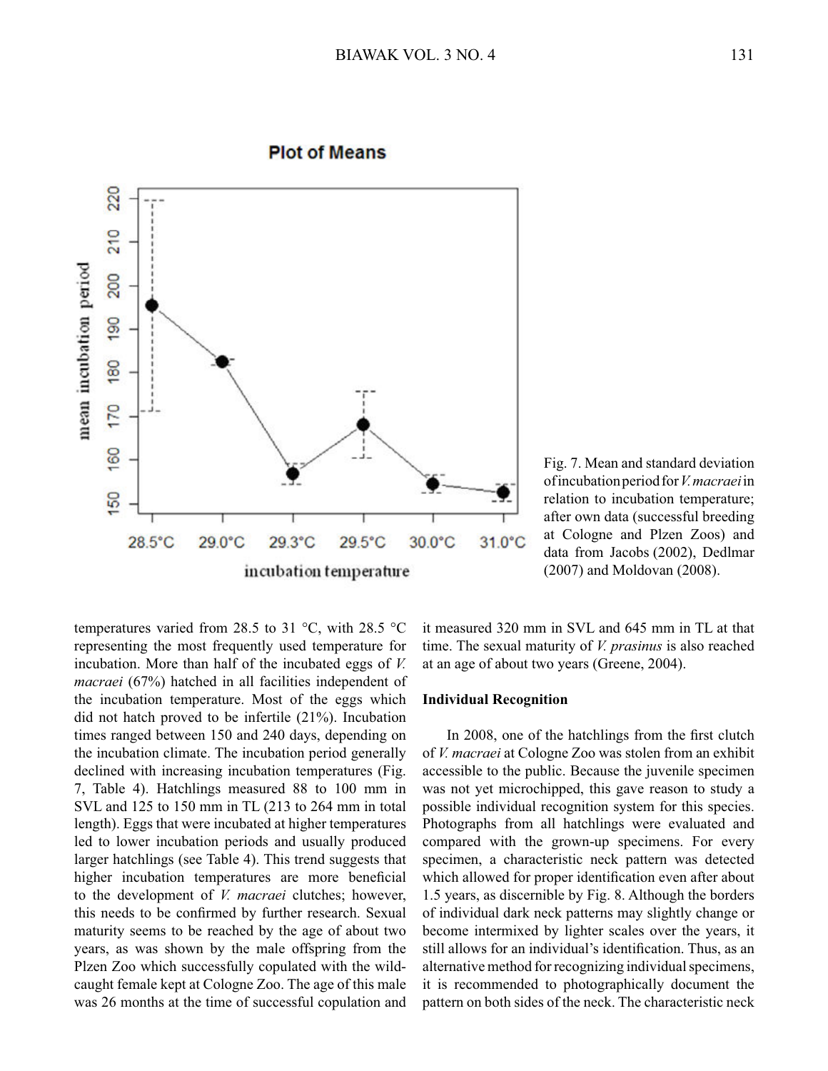Fig. 7. Mean and standard deviation of incubation period for *V. macraei* in relation to incubation temperature; after own data (successful breeding at Cologne and Plzen Zoos) and data from Jacobs (2002), Dedlmar (2007) and Moldovan (2008).

temperatures varied from 28.5 to 31 °C, with 28.5 °C representing the most frequently used temperature for incubation. More than half of the incubated eggs of *V. macraei* (67%) hatched in all facilities independent of the incubation temperature. Most of the eggs which did not hatch proved to be infertile (21%). Incubation times ranged between 150 and 240 days, depending on the incubation climate. The incubation period generally declined with increasing incubation temperatures (Fig. 7, Table 4). Hatchlings measured 88 to 100 mm in SVL and 125 to 150 mm in TL (213 to 264 mm in total length). Eggs that were incubated at higher temperatures led to lower incubation periods and usually produced larger hatchlings (see Table 4). This trend suggests that higher incubation temperatures are more beneficial to the development of *V. macraei* clutches; however, this needs to be confirmed by further research. Sexual maturity seems to be reached by the age of about two years, as was shown by the male offspring from the Plzen Zoo which successfully copulated with the wild-caught female kept at Cologne Zoo. The age of this male was 26 months at the time of successful copulation and it measured 320 mm in SVL and 645 mm in TL at that time. The sexual maturity of *V. prasinus* is also reached at an age of about two years (Greene, 2004).

**Individual Recognition**

In 2008, one of the hatchlings from the first clutch of *V. macraei* at Cologne Zoo was stolen from an exhibit accessible to the public. Because the juvenile specimen was not yet microchipped, this gave reason to study a possible individual recognition system for this species. Photographs from all hatchlings were evaluated and compared with the grown-up specimens. For every specimen, a characteristic neck pattern was detected which allowed for proper identification even after about 1.5 years, as discernible by Fig. 8. Although the borders of individual dark neck patterns may slightly change or become intermixed by lighter scales over the years, it still allows for an individual's identification. Thus, as an alternative method for recognizing individual specimens, it is recommended to photographically document the pattern on both sides of the neck. The characteristic neck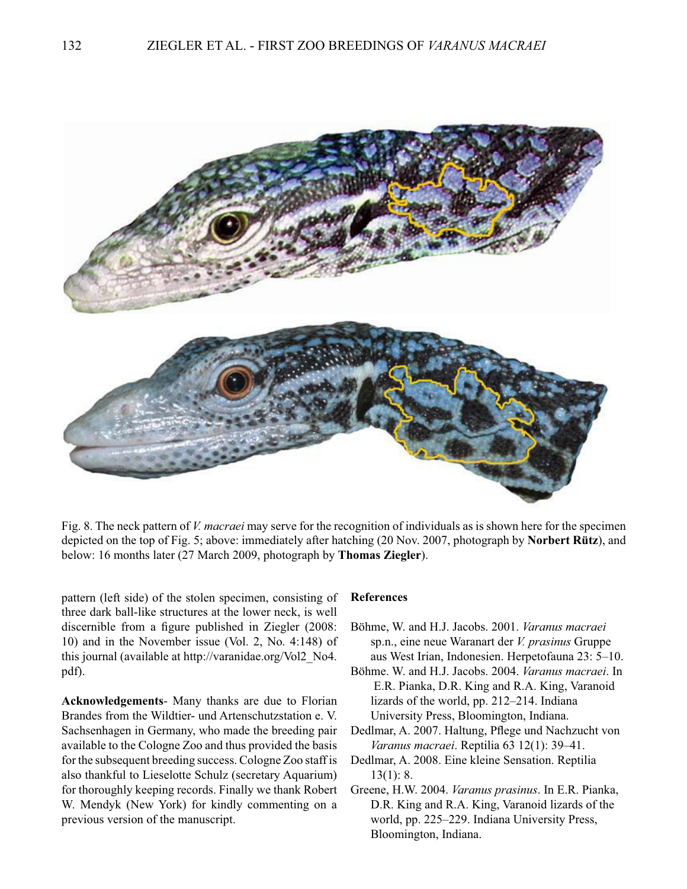Fig. 8. The neck pattern of *V. macraei* may serve for the recognition of individuals as is shown here for the specimen depicted on the top of Fig. 5; above: immediately after hatching (20 Nov. 2007, photograph by **Norbert Rütz**), and below: 16 months later (27 March 2009, photograph by **Thomas Ziegler**).

pattern (left side) of the stolen specimen, consisting of three dark ball-like structures at the lower neck, is well discernible from a figure published in Ziegler (2008: 10) and in the November issue (Vol. 2, No. 4:148) of this journal (available at http://varanidae.org/Vol2_No4.pdf).

**Acknowledgements**- Many thanks are due to Florian Brandes from the Wildtier- und Artenschutzstation e. V. Sachsenhagen in Germany, who made the breeding pair available to the Cologne Zoo and thus provided the basis for the subsequent breeding success. Cologne Zoo staff is also thankful to Lieselotte Schulz (secretary Aquarium) for thoroughly keeping records. Finally we thank Robert W. Mendyk (New York) for kindly commenting on a previous version of the manuscript.

**References**

Böhme, W. and H.J. Jacobs. 2001. *Varanus macraei* sp.n., eine neue Waranart der *V. prasinus* Gruppe aus West Irian, Indonesien. Herpetofauna 23: 5–10.

Böhme. W. and H.J. Jacobs. 2004. *Varanus macraei*. In E.R. Pianka, D.R. King and R.A. King, Varanoid lizards of the world, pp. 212–214. Indiana University Press, Bloomington, Indiana.

Dedlmar, A. 2007. Haltung, Pflege und Nachzucht von *Varanus macraei*. Reptilia 63 12(1): 39–41.

Dedlmar, A. 2008. Eine kleine Sensation. Reptilia 13(1): 8.

Greene, H.W. 2004. *Varanus prasinus*. In E.R. Pianka, D.R. King and R.A. King, Varanoid lizards of the world, pp. 225–229. Indiana University Press, Bloomington, Indiana.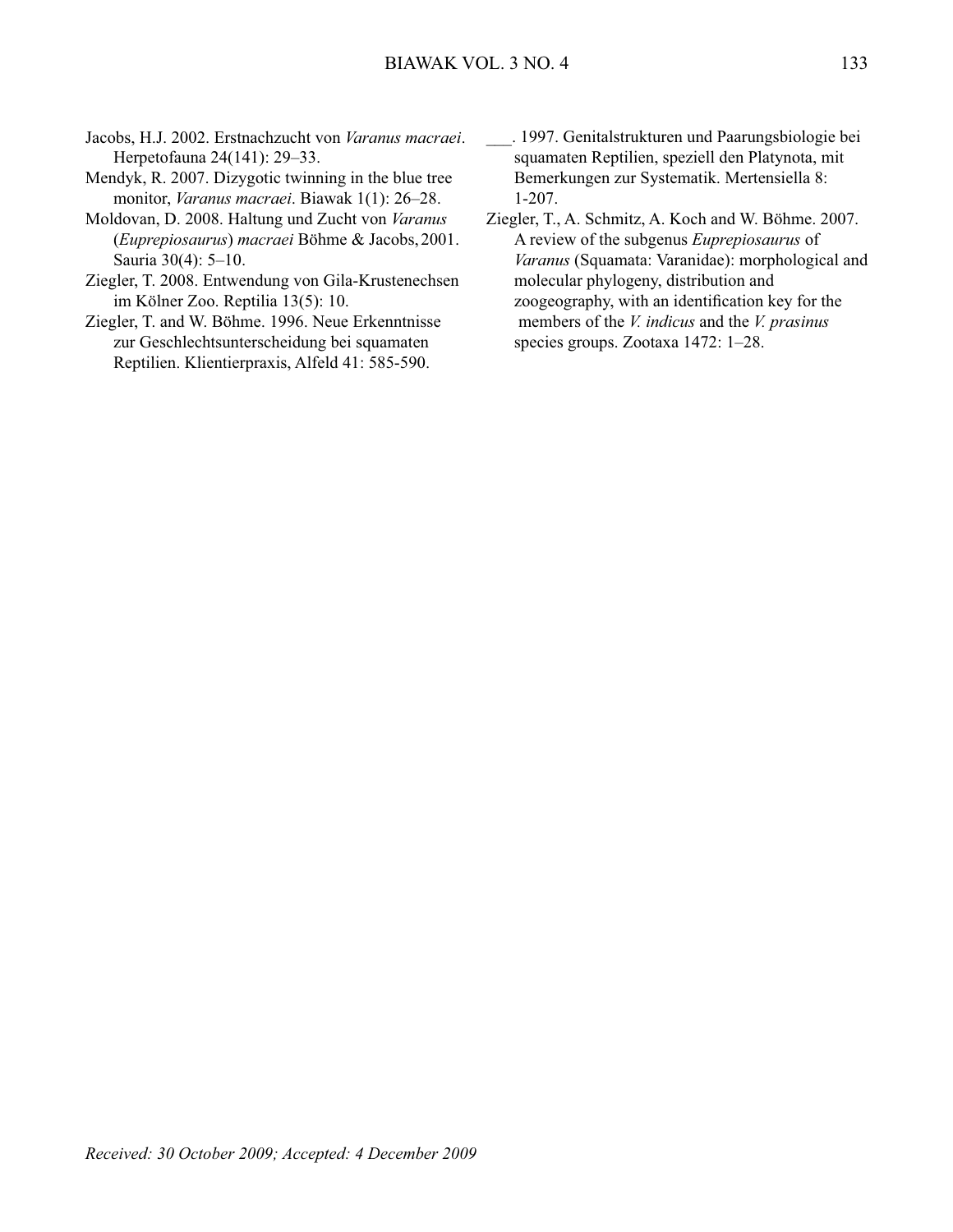Jacobs, H.J. 2002. Erstnachzucht von *Varanus macraei*. Herpetofauna 24(141): 29–33.

Mendyk, R. 2007. Dizygotic twinning in the blue tree monitor, *Varanus macraei*. Biawak 1(1): 26–28.

Moldovan, D. 2008. Haltung und Zucht von *Varanus* (*Euprepiosaurus*) *macraei* Böhme & Jacobs, 2001. Sauria 30(4): 5–10.

Ziegler, T. 2008. Entwendung von Gila-Krustenechsen im Kölner Zoo. Reptilia 13(5): 10.

Ziegler, T. and W. Böhme. 1996. Neue Erkenntnisse zur Geschlechtsunterscheidung bei squamaten Reptilien. Klientierpraxis, Alfeld 41: 585-590.

___. 1997. Genitalstrukturen und Paarungsbiologie bei squamaten Reptilien, speziell den Platynota, mit Bemerkungen zur Systematik. Mertensiella 8: 1-207.

Ziegler, T., A. Schmitz, A. Koch and W. Böhme. 2007. A review of the subgenus *Euprepiosaurus* of *Varanus* (Squamata: Varanidae): morphological and molecular phylogeny, distribution and zoogeography, with an identification key for the members of the *V. indicus* and the *V. prasinus* species groups. Zootaxa 1472: 1–28.

*Received: 30 October 2009; Accepted: 4 December 2009*